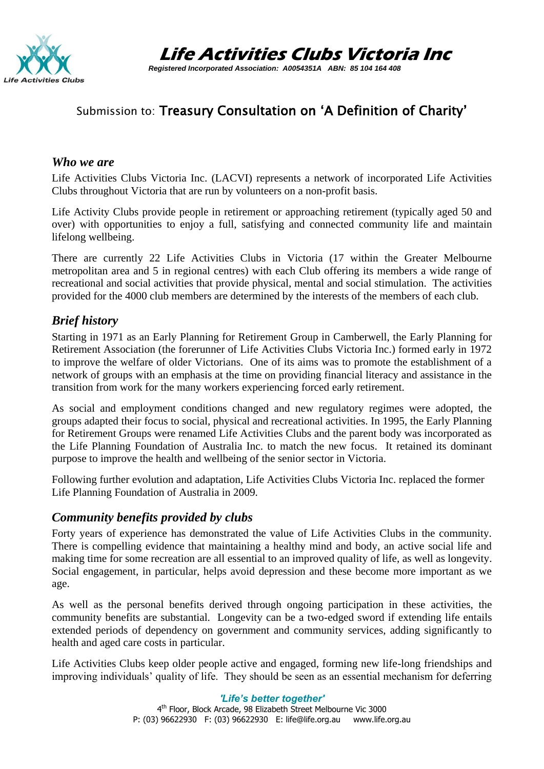# Life Activities Clubs Victoria Inc

*Registered Incorporated Association: A0054351A ABN: 85 104 164 408*

## Submission to: Treasury Consultation on 'A Definition of Charity'

### *Who we are*

Life Activities Clubs Victoria Inc. (LACVI) represents a network of incorporated Life Activities Clubs throughout Victoria that are run by volunteers on a non-profit basis.

Life Activity Clubs provide people in retirement or approaching retirement (typically aged 50 and over) with opportunities to enjoy a full, satisfying and connected community life and maintain lifelong wellbeing.

There are currently 22 Life Activities Clubs in Victoria (17 within the Greater Melbourne metropolitan area and 5 in regional centres) with each Club offering its members a wide range of recreational and social activities that provide physical, mental and social stimulation. The activities provided for the 4000 club members are determined by the interests of the members of each club.

### *Brief history*

Starting in 1971 as an Early Planning for Retirement Group in Camberwell, the Early Planning for Retirement Association (the forerunner of Life Activities Clubs Victoria Inc.) formed early in 1972 to improve the welfare of older Victorians. One of its aims was to promote the establishment of a network of groups with an emphasis at the time on providing financial literacy and assistance in the transition from work for the many workers experiencing forced early retirement.

As social and employment conditions changed and new regulatory regimes were adopted, the groups adapted their focus to social, physical and recreational activities. In 1995, the Early Planning for Retirement Groups were renamed Life Activities Clubs and the parent body was incorporated as the Life Planning Foundation of Australia Inc. to match the new focus. It retained its dominant purpose to improve the health and wellbeing of the senior sector in Victoria.

Following further evolution and adaptation, Life Activities Clubs Victoria Inc. replaced the former Life Planning Foundation of Australia in 2009.

### *Community benefits provided by clubs*

Forty years of experience has demonstrated the value of Life Activities Clubs in the community. There is compelling evidence that maintaining a healthy mind and body, an active social life and making time for some recreation are all essential to an improved quality of life, as well as longevity. Social engagement, in particular, helps avoid depression and these become more important as we age.

As well as the personal benefits derived through ongoing participation in these activities, the community benefits are substantial. Longevity can be a two-edged sword if extending life entails extended periods of dependency on government and community services, adding significantly to health and aged care costs in particular.

Life Activities Clubs keep older people active and engaged, forming new life-long friendships and improving individuals' quality of life. They should be seen as an essential mechanism for deferring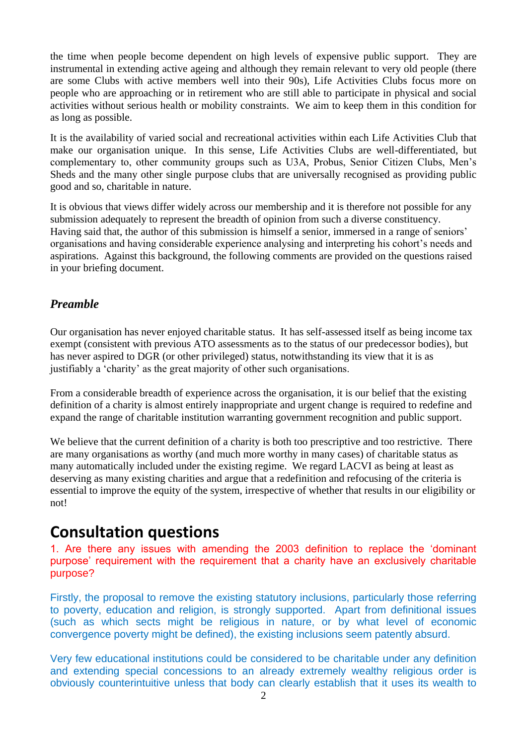the time when people become dependent on high levels of expensive public support. They are instrumental in extending active ageing and although they remain relevant to very old people (there are some Clubs with active members well into their 90s), Life Activities Clubs focus more on people who are approaching or in retirement who are still able to participate in physical and social activities without serious health or mobility constraints. We aim to keep them in this condition for as long as possible.

It is the availability of varied social and recreational activities within each Life Activities Club that make our organisation unique. In this sense, Life Activities Clubs are well-differentiated, but complementary to, other community groups such as U3A, Probus, Senior Citizen Clubs, Men's Sheds and the many other single purpose clubs that are universally recognised as providing public good and so, charitable in nature.

It is obvious that views differ widely across our membership and it is therefore not possible for any submission adequately to represent the breadth of opinion from such a diverse constituency. Having said that, the author of this submission is himself a senior, immersed in a range of seniors' organisations and having considerable experience analysing and interpreting his cohort's needs and aspirations. Against this background, the following comments are provided on the questions raised in your briefing document.

### *Preamble*

Our organisation has never enjoyed charitable status. It has self-assessed itself as being income tax exempt (consistent with previous ATO assessments as to the status of our predecessor bodies), but has never aspired to DGR (or other privileged) status, notwithstanding its view that it is as justifiably a 'charity' as the great majority of other such organisations.

From a considerable breadth of experience across the organisation, it is our belief that the existing definition of a charity is almost entirely inappropriate and urgent change is required to redefine and expand the range of charitable institution warranting government recognition and public support.

We believe that the current definition of a charity is both too prescriptive and too restrictive. There are many organisations as worthy (and much more worthy in many cases) of charitable status as many automatically included under the existing regime. We regard LACVI as being at least as deserving as many existing charities and argue that a redefinition and refocusing of the criteria is essential to improve the equity of the system, irrespective of whether that results in our eligibility or not!

## Consultation questions

1. Are there any issues with amending the 2003 definition to replace the 'dominant purpose' requirement with the requirement that a charity have an exclusively charitable purpose?

Firstly, the proposal to remove the existing statutory inclusions, particularly those referring to poverty, education and religion, is strongly supported. Apart from definitional issues (such as which sects might be religious in nature, or by what level of economic convergence poverty might be defined), the existing inclusions seem patently absurd.

Very few educational institutions could be considered to be charitable under any definition and extending special concessions to an already extremely wealthy religious order is obviously counterintuitive unless that body can clearly establish that it uses its wealth to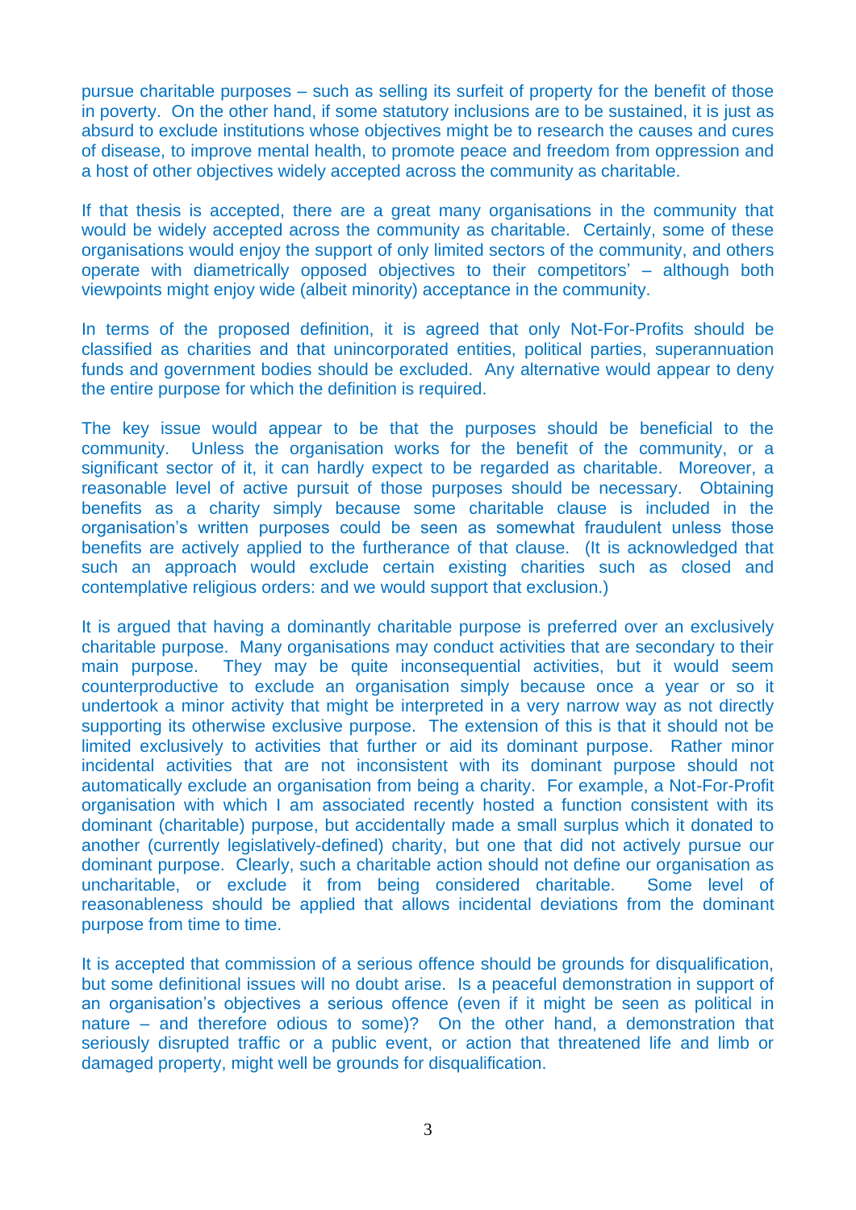pursue charitable purposes – such as selling its surfeit of property for the benefit of those in poverty. On the other hand, if some statutory inclusions are to be sustained, it is just as absurd to exclude institutions whose objectives might be to research the causes and cures of disease, to improve mental health, to promote peace and freedom from oppression and a host of other objectives widely accepted across the community as charitable.

If that thesis is accepted, there are a great many organisations in the community that would be widely accepted across the community as charitable. Certainly, some of these organisations would enjoy the support of only limited sectors of the community, and others operate with diametrically opposed objectives to their competitors' – although both viewpoints might enjoy wide (albeit minority) acceptance in the community.

In terms of the proposed definition, it is agreed that only Not-For-Profits should be classified as charities and that unincorporated entities, political parties, superannuation funds and government bodies should be excluded. Any alternative would appear to deny the entire purpose for which the definition is required.

The key issue would appear to be that the purposes should be beneficial to the community. Unless the organisation works for the benefit of the community, or a significant sector of it, it can hardly expect to be regarded as charitable. Moreover, a reasonable level of active pursuit of those purposes should be necessary. Obtaining benefits as a charity simply because some charitable clause is included in the organisation's written purposes could be seen as somewhat fraudulent unless those benefits are actively applied to the furtherance of that clause. (It is acknowledged that such an approach would exclude certain existing charities such as closed and contemplative religious orders: and we would support that exclusion.)

It is argued that having a dominantly charitable purpose is preferred over an exclusively charitable purpose. Many organisations may conduct activities that are secondary to their main purpose. They may be quite inconsequential activities, but it would seem counterproductive to exclude an organisation simply because once a year or so it undertook a minor activity that might be interpreted in a very narrow way as not directly supporting its otherwise exclusive purpose. The extension of this is that it should not be limited exclusively to activities that further or aid its dominant purpose. Rather minor incidental activities that are not inconsistent with its dominant purpose should not automatically exclude an organisation from being a charity. For example, a Not-For-Profit organisation with which I am associated recently hosted a function consistent with its dominant (charitable) purpose, but accidentally made a small surplus which it donated to another (currently legislatively-defined) charity, but one that did not actively pursue our dominant purpose. Clearly, such a charitable action should not define our organisation as uncharitable, or exclude it from being considered charitable. Some level of reasonableness should be applied that allows incidental deviations from the dominant purpose from time to time.

It is accepted that commission of a serious offence should be grounds for disqualification, but some definitional issues will no doubt arise. Is a peaceful demonstration in support of an organisation's objectives a serious offence (even if it might be seen as political in nature – and therefore odious to some)? On the other hand, a demonstration that seriously disrupted traffic or a public event, or action that threatened life and limb or damaged property, might well be grounds for disqualification.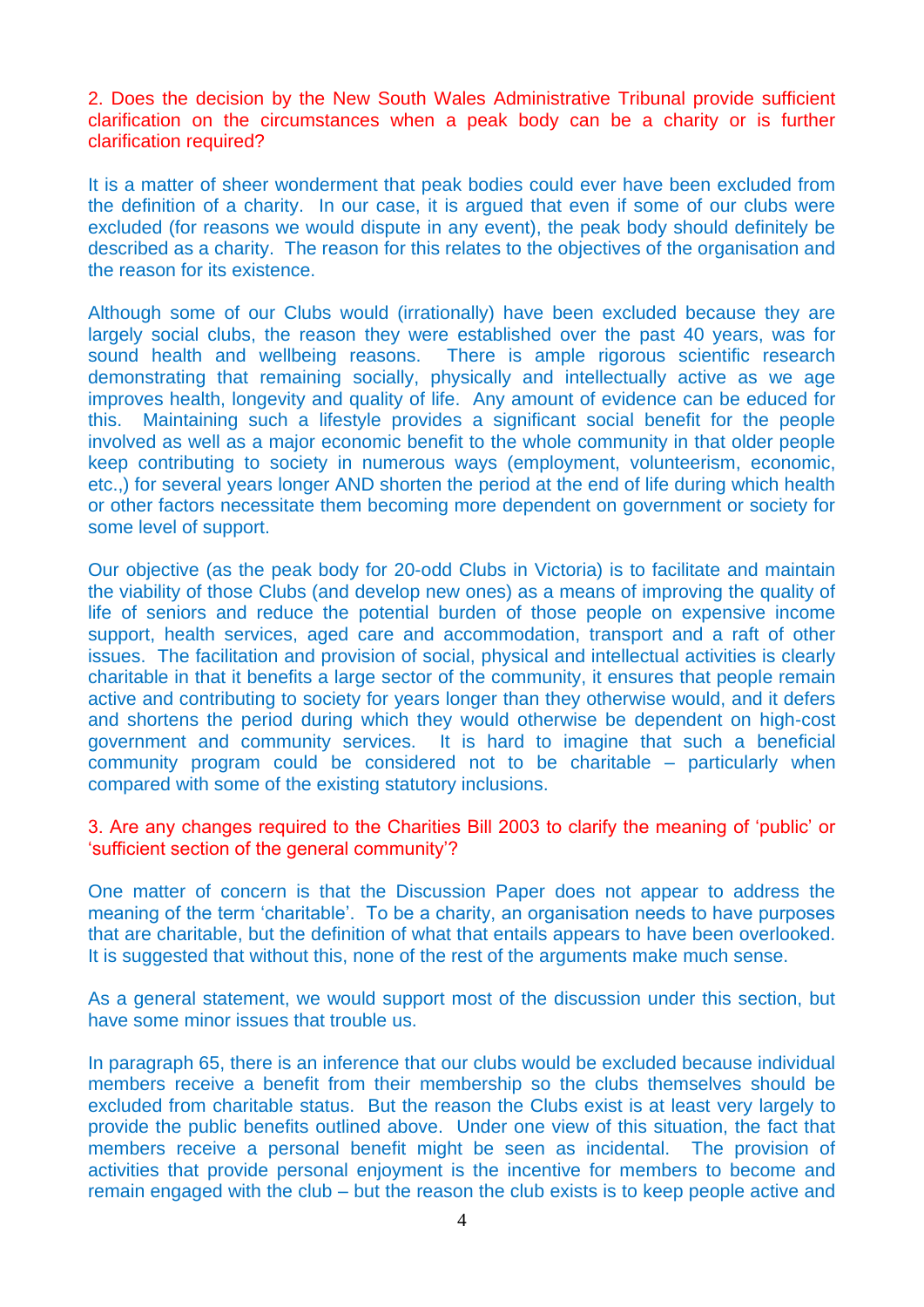2. Does the decision by the New South Wales Administrative Tribunal provide sufficient clarification on the circumstances when a peak body can be a charity or is further clarification required?

It is a matter of sheer wonderment that peak bodies could ever have been excluded from the definition of a charity. In our case, it is argued that even if some of our clubs were excluded (for reasons we would dispute in any event), the peak body should definitely be described as a charity. The reason for this relates to the objectives of the organisation and the reason for its existence.

Although some of our Clubs would (irrationally) have been excluded because they are largely social clubs, the reason they were established over the past 40 years, was for sound health and wellbeing reasons. There is ample rigorous scientific research demonstrating that remaining socially, physically and intellectually active as we age improves health, longevity and quality of life. Any amount of evidence can be educed for this. Maintaining such a lifestyle provides a significant social benefit for the people involved as well as a major economic benefit to the whole community in that older people keep contributing to society in numerous ways (employment, volunteerism, economic, etc.,) for several years longer AND shorten the period at the end of life during which health or other factors necessitate them becoming more dependent on government or society for some level of support.

Our objective (as the peak body for 20-odd Clubs in Victoria) is to facilitate and maintain the viability of those Clubs (and develop new ones) as a means of improving the quality of life of seniors and reduce the potential burden of those people on expensive income support, health services, aged care and accommodation, transport and a raft of other issues. The facilitation and provision of social, physical and intellectual activities is clearly charitable in that it benefits a large sector of the community, it ensures that people remain active and contributing to society for years longer than they otherwise would, and it defers and shortens the period during which they would otherwise be dependent on high-cost government and community services. It is hard to imagine that such a beneficial community program could be considered not to be charitable – particularly when compared with some of the existing statutory inclusions.

3. Are any changes required to the Charities Bill 2003 to clarify the meaning of 'public' or 'sufficient section of the general community'?

One matter of concern is that the Discussion Paper does not appear to address the meaning of the term 'charitable'. To be a charity, an organisation needs to have purposes that are charitable, but the definition of what that entails appears to have been overlooked. It is suggested that without this, none of the rest of the arguments make much sense.

As a general statement, we would support most of the discussion under this section, but have some minor issues that trouble us.

In paragraph 65, there is an inference that our clubs would be excluded because individual members receive a benefit from their membership so the clubs themselves should be excluded from charitable status. But the reason the Clubs exist is at least very largely to provide the public benefits outlined above. Under one view of this situation, the fact that members receive a personal benefit might be seen as incidental. The provision of activities that provide personal enjoyment is the incentive for members to become and remain engaged with the club – but the reason the club exists is to keep people active and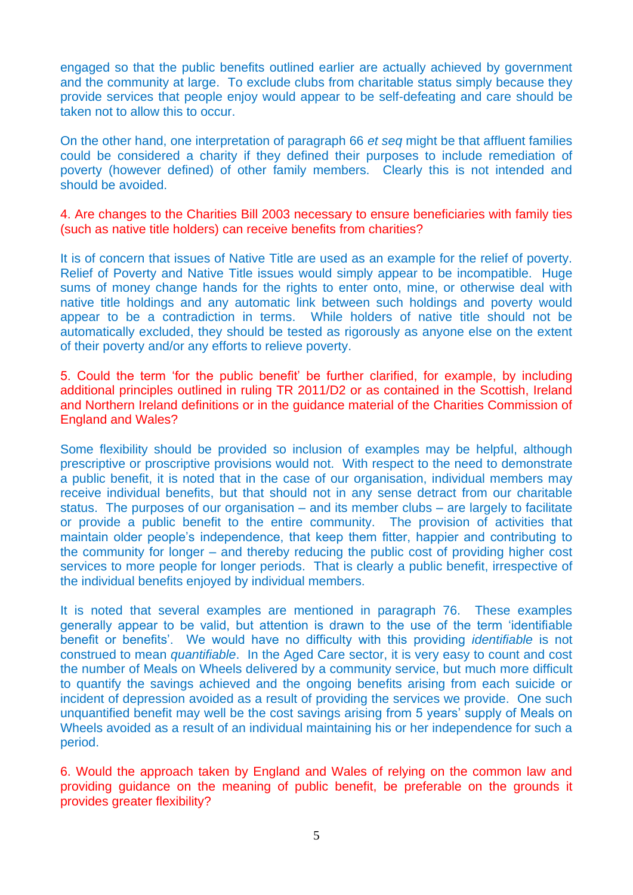engaged so that the public benefits outlined earlier are actually achieved by government and the community at large. To exclude clubs from charitable status simply because they provide services that people enjoy would appear to be self-defeating and care should be taken not to allow this to occur.

On the other hand, one interpretation of paragraph 66 *et seq* might be that affluent families could be considered a charity if they defined their purposes to include remediation of poverty (however defined) of other family members. Clearly this is not intended and should be avoided.

4. Are changes to the Charities Bill 2003 necessary to ensure beneficiaries with family ties (such as native title holders) can receive benefits from charities?

It is of concern that issues of Native Title are used as an example for the relief of poverty. Relief of Poverty and Native Title issues would simply appear to be incompatible. Huge sums of money change hands for the rights to enter onto, mine, or otherwise deal with native title holdings and any automatic link between such holdings and poverty would appear to be a contradiction in terms. While holders of native title should not be automatically excluded, they should be tested as rigorously as anyone else on the extent of their poverty and/or any efforts to relieve poverty.

5. Could the term 'for the public benefit' be further clarified, for example, by including additional principles outlined in ruling TR 2011/D2 or as contained in the Scottish, Ireland and Northern Ireland definitions or in the guidance material of the Charities Commission of England and Wales?

Some flexibility should be provided so inclusion of examples may be helpful, although prescriptive or proscriptive provisions would not. With respect to the need to demonstrate a public benefit, it is noted that in the case of our organisation, individual members may receive individual benefits, but that should not in any sense detract from our charitable status. The purposes of our organisation – and its member clubs – are largely to facilitate or provide a public benefit to the entire community. The provision of activities that maintain older people's independence, that keep them fitter, happier and contributing to the community for longer – and thereby reducing the public cost of providing higher cost services to more people for longer periods. That is clearly a public benefit, irrespective of the individual benefits enjoyed by individual members.

It is noted that several examples are mentioned in paragraph 76. These examples generally appear to be valid, but attention is drawn to the use of the term 'identifiable benefit or benefits'. We would have no difficulty with this providing *identifiable* is not construed to mean *quantifiable*. In the Aged Care sector, it is very easy to count and cost the number of Meals on Wheels delivered by a community service, but much more difficult to quantify the savings achieved and the ongoing benefits arising from each suicide or incident of depression avoided as a result of providing the services we provide. One such unquantified benefit may well be the cost savings arising from 5 years' supply of Meals on Wheels avoided as a result of an individual maintaining his or her independence for such a period.

6. Would the approach taken by England and Wales of relying on the common law and providing guidance on the meaning of public benefit, be preferable on the grounds it provides greater flexibility?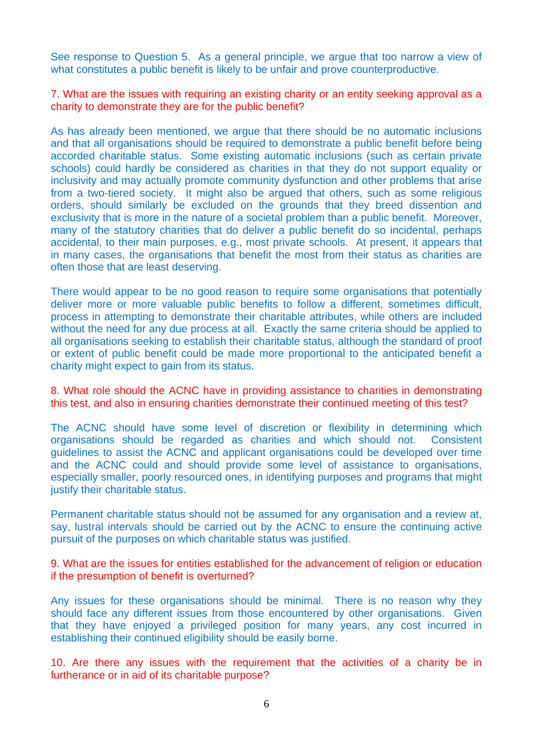See response to Question 5. As a general principle, we argue that too narrow a view of what constitutes a public benefit is likely to be unfair and prove counterproductive.

7. What are the issues with requiring an existing charity or an entity seeking approval as a charity to demonstrate they are for the public benefit?

As has already been mentioned, we argue that there should be no automatic inclusions and that all organisations should be required to demonstrate a public benefit before being accorded charitable status. Some existing automatic inclusions (such as certain private schools) could hardly be considered as charities in that they do not support equality or inclusivity and may actually promote community dysfunction and other problems that arise from a two-tiered society. It might also be argued that others, such as some religious orders, should similarly be excluded on the grounds that they breed dissention and exclusivity that is more in the nature of a societal problem than a public benefit. Moreover, many of the statutory charities that do deliver a public benefit do so incidental, perhaps accidental, to their main purposes, e.g., most private schools. At present, it appears that in many cases, the organisations that benefit the most from their status as charities are often those that are least deserving.

There would appear to be no good reason to require some organisations that potentially deliver more or more valuable public benefits to follow a different, sometimes difficult, process in attempting to demonstrate their charitable attributes, while others are included without the need for any due process at all. Exactly the same criteria should be applied to all organisations seeking to establish their charitable status, although the standard of proof or extent of public benefit could be made more proportional to the anticipated benefit a charity might expect to gain from its status.

8. What role should the ACNC have in providing assistance to charities in demonstrating this test, and also in ensuring charities demonstrate their continued meeting of this test?

The ACNC should have some level of discretion or flexibility in determining which organisations should be regarded as charities and which should not. Consistent guidelines to assist the ACNC and applicant organisations could be developed over time and the ACNC could and should provide some level of assistance to organisations, especially smaller, poorly resourced ones, in identifying purposes and programs that might justify their charitable status.

Permanent charitable status should not be assumed for any organisation and a review at, say, lustral intervals should be carried out by the ACNC to ensure the continuing active pursuit of the purposes on which charitable status was justified.

9. What are the issues for entities established for the advancement of religion or education if the presumption of benefit is overturned?

Any issues for these organisations should be minimal. There is no reason why they should face any different issues from those encountered by other organisations. Given that they have enjoyed a privileged position for many years, any cost incurred in establishing their continued eligibility should be easily borne.

10. Are there any issues with the requirement that the activities of a charity be in furtherance or in aid of its charitable purpose?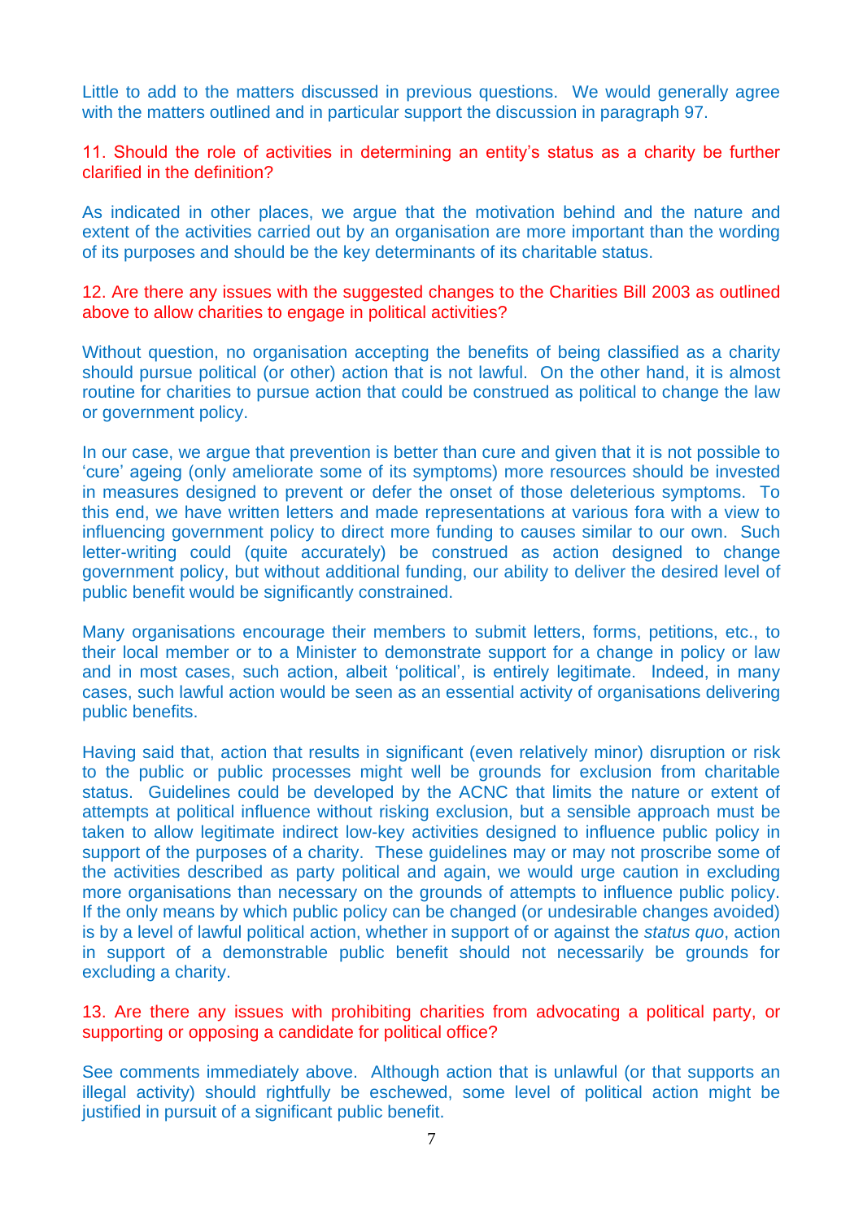Little to add to the matters discussed in previous questions. We would generally agree with the matters outlined and in particular support the discussion in paragraph 97.

11. Should the role of activities in determining an entity's status as a charity be further clarified in the definition?

As indicated in other places, we argue that the motivation behind and the nature and extent of the activities carried out by an organisation are more important than the wording of its purposes and should be the key determinants of its charitable status.

12. Are there any issues with the suggested changes to the Charities Bill 2003 as outlined above to allow charities to engage in political activities?

Without question, no organisation accepting the benefits of being classified as a charity should pursue political (or other) action that is not lawful. On the other hand, it is almost routine for charities to pursue action that could be construed as political to change the law or government policy.

In our case, we argue that prevention is better than cure and given that it is not possible to 'cure' ageing (only ameliorate some of its symptoms) more resources should be invested in measures designed to prevent or defer the onset of those deleterious symptoms. To this end, we have written letters and made representations at various fora with a view to influencing government policy to direct more funding to causes similar to our own. Such letter-writing could (quite accurately) be construed as action designed to change government policy, but without additional funding, our ability to deliver the desired level of public benefit would be significantly constrained.

Many organisations encourage their members to submit letters, forms, petitions, etc., to their local member or to a Minister to demonstrate support for a change in policy or law and in most cases, such action, albeit 'political', is entirely legitimate. Indeed, in many cases, such lawful action would be seen as an essential activity of organisations delivering public benefits.

Having said that, action that results in significant (even relatively minor) disruption or risk to the public or public processes might well be grounds for exclusion from charitable status. Guidelines could be developed by the ACNC that limits the nature or extent of attempts at political influence without risking exclusion, but a sensible approach must be taken to allow legitimate indirect low-key activities designed to influence public policy in support of the purposes of a charity. These guidelines may or may not proscribe some of the activities described as party political and again, we would urge caution in excluding more organisations than necessary on the grounds of attempts to influence public policy. If the only means by which public policy can be changed (or undesirable changes avoided) is by a level of lawful political action, whether in support of or against the *status quo*, action in support of a demonstrable public benefit should not necessarily be grounds for excluding a charity.

13. Are there any issues with prohibiting charities from advocating a political party, or supporting or opposing a candidate for political office?

See comments immediately above. Although action that is unlawful (or that supports an illegal activity) should rightfully be eschewed, some level of political action might be justified in pursuit of a significant public benefit.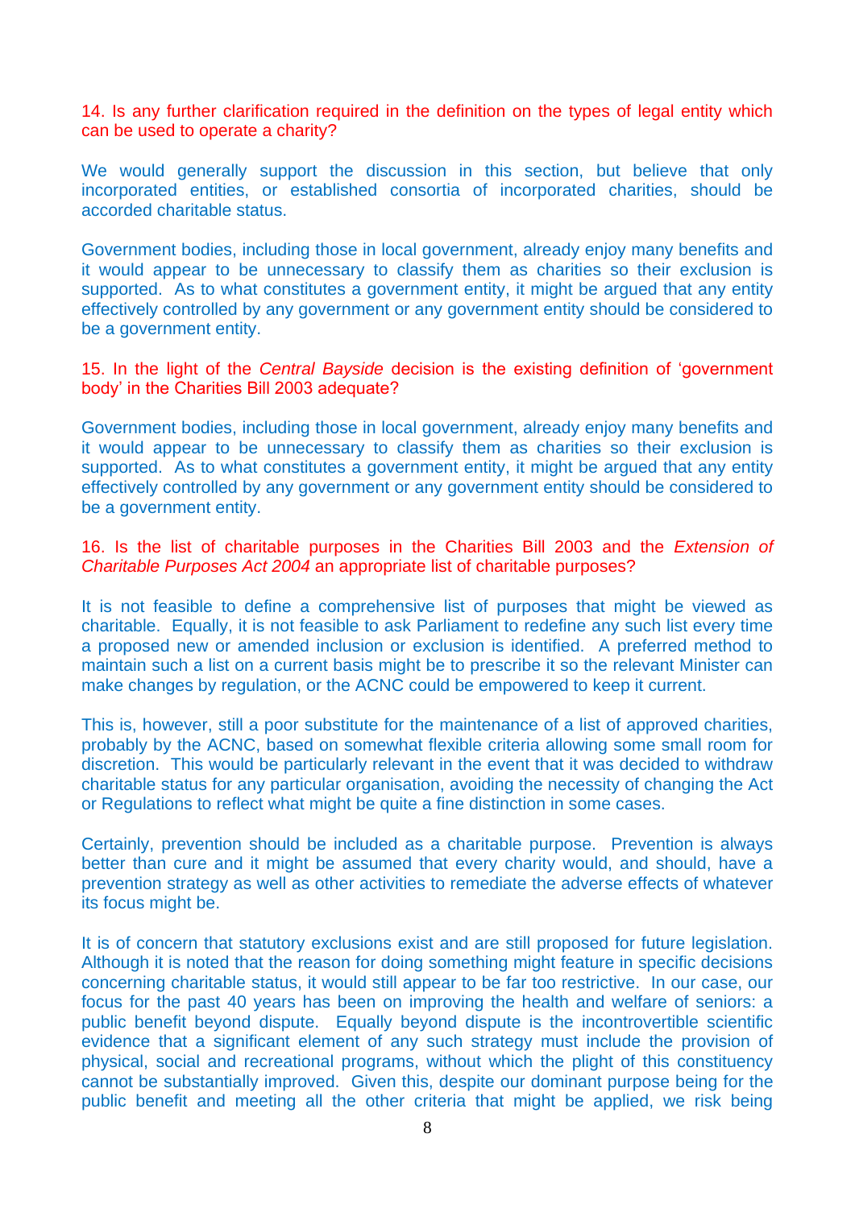14. Is any further clarification required in the definition on the types of legal entity which can be used to operate a charity?

We would generally support the discussion in this section, but believe that only incorporated entities, or established consortia of incorporated charities, should be accorded charitable status.

Government bodies, including those in local government, already enjoy many benefits and it would appear to be unnecessary to classify them as charities so their exclusion is supported. As to what constitutes a government entity, it might be argued that any entity effectively controlled by any government or any government entity should be considered to be a government entity.

15. In the light of the *Central Bayside* decision is the existing definition of 'government body' in the Charities Bill 2003 adequate?

Government bodies, including those in local government, already enjoy many benefits and it would appear to be unnecessary to classify them as charities so their exclusion is supported. As to what constitutes a government entity, it might be argued that any entity effectively controlled by any government or any government entity should be considered to be a government entity.

16. Is the list of charitable purposes in the Charities Bill 2003 and the *Extension of Charitable Purposes Act 2004* an appropriate list of charitable purposes?

It is not feasible to define a comprehensive list of purposes that might be viewed as charitable. Equally, it is not feasible to ask Parliament to redefine any such list every time a proposed new or amended inclusion or exclusion is identified. A preferred method to maintain such a list on a current basis might be to prescribe it so the relevant Minister can make changes by regulation, or the ACNC could be empowered to keep it current.

This is, however, still a poor substitute for the maintenance of a list of approved charities, probably by the ACNC, based on somewhat flexible criteria allowing some small room for discretion. This would be particularly relevant in the event that it was decided to withdraw charitable status for any particular organisation, avoiding the necessity of changing the Act or Regulations to reflect what might be quite a fine distinction in some cases.

Certainly, prevention should be included as a charitable purpose. Prevention is always better than cure and it might be assumed that every charity would, and should, have a prevention strategy as well as other activities to remediate the adverse effects of whatever its focus might be.

It is of concern that statutory exclusions exist and are still proposed for future legislation. Although it is noted that the reason for doing something might feature in specific decisions concerning charitable status, it would still appear to be far too restrictive. In our case, our focus for the past 40 years has been on improving the health and welfare of seniors: a public benefit beyond dispute. Equally beyond dispute is the incontrovertible scientific evidence that a significant element of any such strategy must include the provision of physical, social and recreational programs, without which the plight of this constituency cannot be substantially improved. Given this, despite our dominant purpose being for the public benefit and meeting all the other criteria that might be applied, we risk being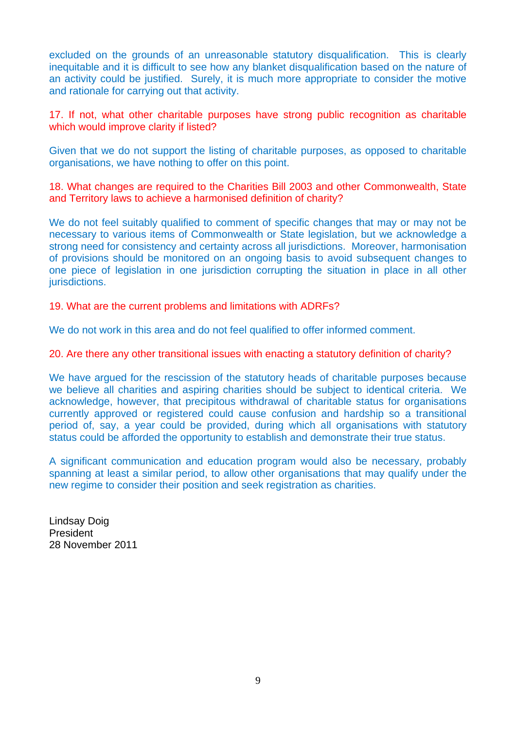excluded on the grounds of an unreasonable statutory disqualification. This is clearly inequitable and it is difficult to see how any blanket disqualification based on the nature of an activity could be justified. Surely, it is much more appropriate to consider the motive and rationale for carrying out that activity.

17. If not, what other charitable purposes have strong public recognition as charitable which would improve clarity if listed?

Given that we do not support the listing of charitable purposes, as opposed to charitable organisations, we have nothing to offer on this point.

18. What changes are required to the Charities Bill 2003 and other Commonwealth, State and Territory laws to achieve a harmonised definition of charity?

We do not feel suitably qualified to comment of specific changes that may or may not be necessary to various items of Commonwealth or State legislation, but we acknowledge a strong need for consistency and certainty across all jurisdictions. Moreover, harmonisation of provisions should be monitored on an ongoing basis to avoid subsequent changes to one piece of legislation in one jurisdiction corrupting the situation in place in all other jurisdictions.

19. What are the current problems and limitations with ADRFs?

We do not work in this area and do not feel qualified to offer informed comment.

20. Are there any other transitional issues with enacting a statutory definition of charity?

We have argued for the rescission of the statutory heads of charitable purposes because we believe all charities and aspiring charities should be subject to identical criteria. We acknowledge, however, that precipitous withdrawal of charitable status for organisations currently approved or registered could cause confusion and hardship so a transitional period of, say, a year could be provided, during which all organisations with statutory status could be afforded the opportunity to establish and demonstrate their true status.

A significant communication and education program would also be necessary, probably spanning at least a similar period, to allow other organisations that may qualify under the new regime to consider their position and seek registration as charities.

Lindsay Doig
President
28 November 2011